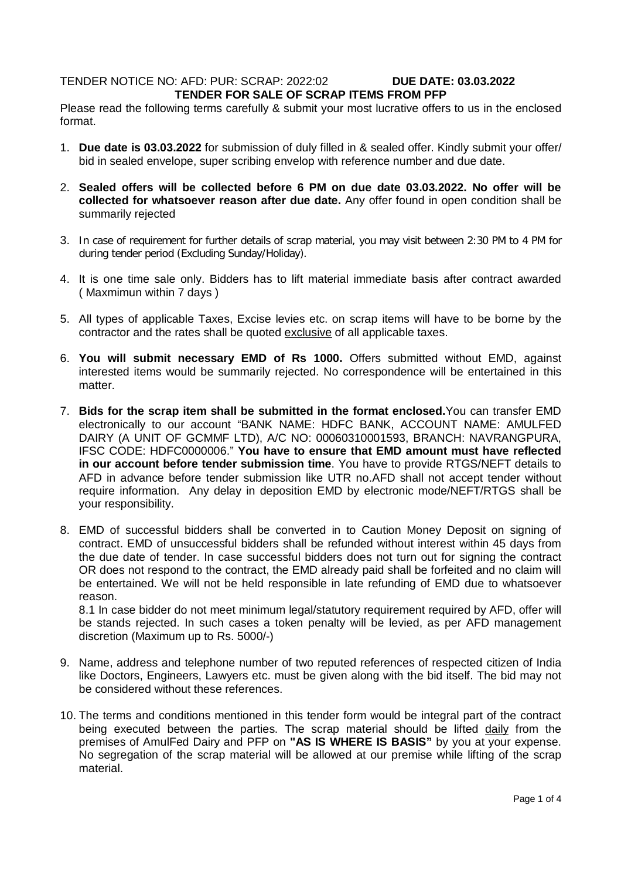TENDER NOTICE NO: AFD: PUR: SCRAP: 2022:02 **DUE DATE: 03.03.2022**

**TENDER FOR SALE OF SCRAP ITEMS FROM PFP**

Please read the following terms carefully & submit your most lucrative offers to us in the enclosed format.

1. **Due date is 03.03.2022** for submission of duly filled in & sealed offer. Kindly submit your offer/ bid in sealed envelope, super scribing envelop with reference number and due date.

2. **Sealed offers will be collected before 6 PM on due date 03.03.2022. No offer will be collected for whatsoever reason after due date.** Any offer found in open condition shall be summarily rejected

3. In case of requirement for further details of scrap material, you may visit between 2:30 PM to 4 PM for during tender period (Excluding Sunday/Holiday).

4. It is one time sale only. Bidders has to lift material immediate basis after contract awarded ( Maxmimun within 7 days )

5. All types of applicable Taxes, Excise levies etc. on scrap items will have to be borne by the contractor and the rates shall be quoted exclusive of all applicable taxes.

6. **You will submit necessary EMD of Rs 1000.** Offers submitted without EMD, against interested items would be summarily rejected. No correspondence will be entertained in this matter.

7. **Bids for the scrap item shall be submitted in the format enclosed.** You can transfer EMD electronically to our account "BANK NAME: HDFC BANK, ACCOUNT NAME: AMULFED DAIRY (A UNIT OF GCMMF LTD), A/C NO: 00060310001593, BRANCH: NAVRANGPURA, IFSC CODE: HDFC0000006." **You have to ensure that EMD amount must have reflected in our account before tender submission time**. You have to provide RTGS/NEFT details to AFD in advance before tender submission like UTR no.AFD shall not accept tender without require information. Any delay in deposition EMD by electronic mode/NEFT/RTGS shall be your responsibility.

8. EMD of successful bidders shall be converted in to Caution Money Deposit on signing of contract. EMD of unsuccessful bidders shall be refunded without interest within 45 days from the due date of tender. In case successful bidders does not turn out for signing the contract OR does not respond to the contract, the EMD already paid shall be forfeited and no claim will be entertained. We will not be held responsible in late refunding of EMD due to whatsoever reason.

   8.1 In case bidder do not meet minimum legal/statutory requirement required by AFD, offer will be stands rejected. In such cases a token penalty will be levied, as per AFD management discretion (Maximum up to Rs. 5000/-)

9. Name, address and telephone number of two reputed references of respected citizen of India like Doctors, Engineers, Lawyers etc. must be given along with the bid itself. The bid may not be considered without these references.

10. The terms and conditions mentioned in this tender form would be integral part of the contract being executed between the parties. The scrap material should be lifted daily from the premises of AmulFed Dairy and PFP on **"AS IS WHERE IS BASIS"** by you at your expense. No segregation of the scrap material will be allowed at our premise while lifting of the scrap material.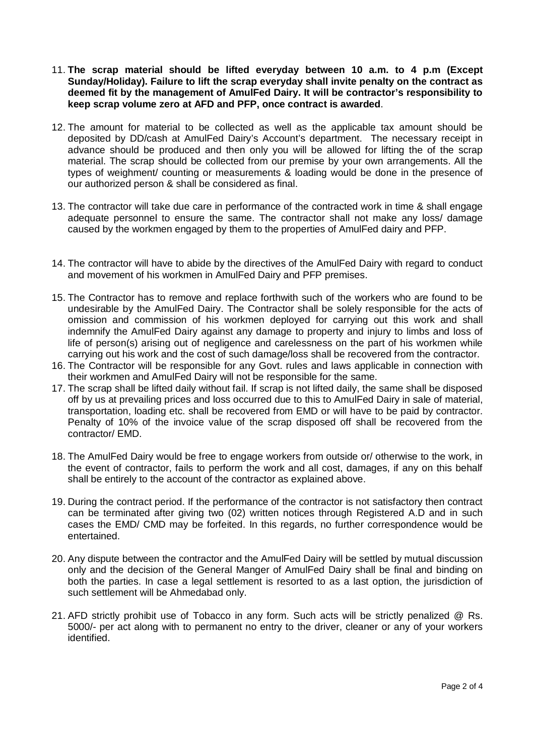11. **The scrap material should be lifted everyday between 10 a.m. to 4 p.m (Except Sunday/Holiday). Failure to lift the scrap everyday shall invite penalty on the contract as deemed fit by the management of AmulFed Dairy. It will be contractor's responsibility to keep scrap volume zero at AFD and PFP, once contract is awarded**.

12. The amount for material to be collected as well as the applicable tax amount should be deposited by DD/cash at AmulFed Dairy's Account's department. The necessary receipt in advance should be produced and then only you will be allowed for lifting the of the scrap material. The scrap should be collected from our premise by your own arrangements. All the types of weighment/ counting or measurements & loading would be done in the presence of our authorized person & shall be considered as final.

13. The contractor will take due care in performance of the contracted work in time & shall engage adequate personnel to ensure the same. The contractor shall not make any loss/ damage caused by the workmen engaged by them to the properties of AmulFed dairy and PFP.

14. The contractor will have to abide by the directives of the AmulFed Dairy with regard to conduct and movement of his workmen in AmulFed Dairy and PFP premises.

15. The Contractor has to remove and replace forthwith such of the workers who are found to be undesirable by the AmulFed Dairy. The Contractor shall be solely responsible for the acts of omission and commission of his workmen deployed for carrying out this work and shall indemnify the AmulFed Dairy against any damage to property and injury to limbs and loss of life of person(s) arising out of negligence and carelessness on the part of his workmen while carrying out his work and the cost of such damage/loss shall be recovered from the contractor.

16. The Contractor will be responsible for any Govt. rules and laws applicable in connection with their workmen and AmulFed Dairy will not be responsible for the same.

17. The scrap shall be lifted daily without fail. If scrap is not lifted daily, the same shall be disposed off by us at prevailing prices and loss occurred due to this to AmulFed Dairy in sale of material, transportation, loading etc. shall be recovered from EMD or will have to be paid by contractor. Penalty of 10% of the invoice value of the scrap disposed off shall be recovered from the contractor/ EMD.

18. The AmulFed Dairy would be free to engage workers from outside or/ otherwise to the work, in the event of contractor, fails to perform the work and all cost, damages, if any on this behalf shall be entirely to the account of the contractor as explained above.

19. During the contract period. If the performance of the contractor is not satisfactory then contract can be terminated after giving two (02) written notices through Registered A.D and in such cases the EMD/ CMD may be forfeited. In this regards, no further correspondence would be entertained.

20. Any dispute between the contractor and the AmulFed Dairy will be settled by mutual discussion only and the decision of the General Manger of AmulFed Dairy shall be final and binding on both the parties. In case a legal settlement is resorted to as a last option, the jurisdiction of such settlement will be Ahmedabad only.

21. AFD strictly prohibit use of Tobacco in any form. Such acts will be strictly penalized @ Rs. 5000/- per act along with to permanent no entry to the driver, cleaner or any of your workers identified.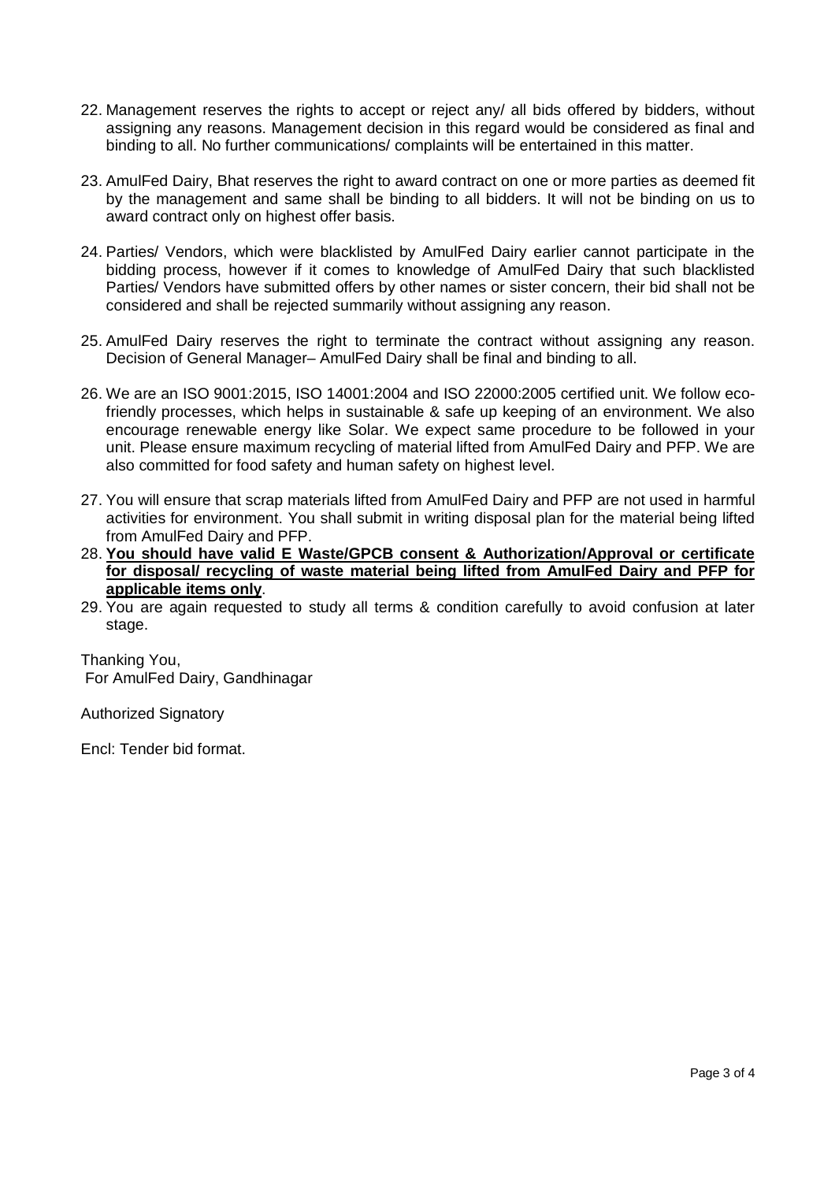22. Management reserves the rights to accept or reject any/ all bids offered by bidders, without assigning any reasons. Management decision in this regard would be considered as final and binding to all. No further communications/ complaints will be entertained in this matter.

23. AmulFed Dairy, Bhat reserves the right to award contract on one or more parties as deemed fit by the management and same shall be binding to all bidders. It will not be binding on us to award contract only on highest offer basis.

24. Parties/ Vendors, which were blacklisted by AmulFed Dairy earlier cannot participate in the bidding process, however if it comes to knowledge of AmulFed Dairy that such blacklisted Parties/ Vendors have submitted offers by other names or sister concern, their bid shall not be considered and shall be rejected summarily without assigning any reason.

25. AmulFed Dairy reserves the right to terminate the contract without assigning any reason. Decision of General Manager– AmulFed Dairy shall be final and binding to all.

26. We are an ISO 9001:2015, ISO 14001:2004 and ISO 22000:2005 certified unit. We follow eco-friendly processes, which helps in sustainable & safe up keeping of an environment. We also encourage renewable energy like Solar. We expect same procedure to be followed in your unit. Please ensure maximum recycling of material lifted from AmulFed Dairy and PFP. We are also committed for food safety and human safety on highest level.

27. You will ensure that scrap materials lifted from AmulFed Dairy and PFP are not used in harmful activities for environment. You shall submit in writing disposal plan for the material being lifted from AmulFed Dairy and PFP.

28. **You should have valid E Waste/GPCB consent & Authorization/Approval or certificate for disposal/ recycling of waste material being lifted from AmulFed Dairy and PFP for applicable items only**.

29. You are again requested to study all terms & condition carefully to avoid confusion at later stage.

Thanking You,
For AmulFed Dairy, Gandhinagar

Authorized Signatory

Encl: Tender bid format.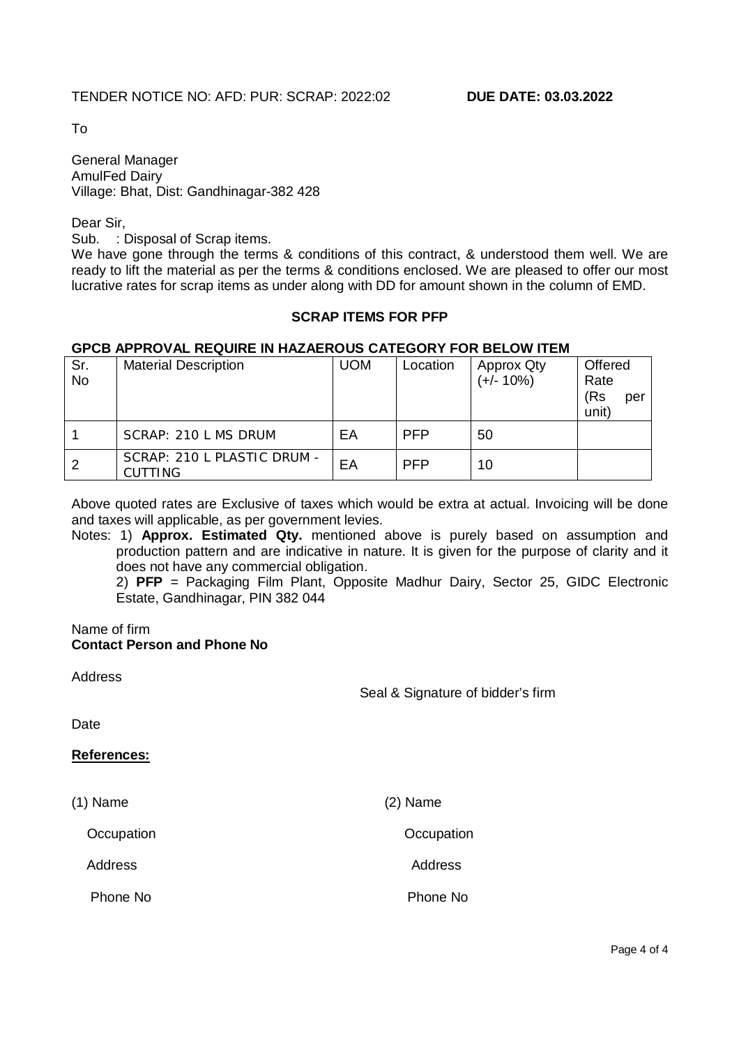TENDER NOTICE NO: AFD: PUR: SCRAP: 2022:02 **DUE DATE: 03.03.2022**

To

General Manager
AmulFed Dairy
Village: Bhat, Dist: Gandhinagar-382 428

Dear Sir,
Sub. : Disposal of Scrap items.
We have gone through the terms & conditions of this contract, & understood them well. We are ready to lift the material as per the terms & conditions enclosed. We are pleased to offer our most lucrative rates for scrap items as under along with DD for amount shown in the column of EMD.

**SCRAP ITEMS FOR PFP**

**GPCB APPROVAL REQUIRE IN HAZAEROUS CATEGORY FOR BELOW ITEM**

| Sr. No | Material Description | UOM | Location | Approx Qty (+/- 10%) | Offered Rate (Rs per unit) |
|---|---|---|---|---|---|
| 1 | SCRAP: 210 L MS DRUM | EA | PFP | 50 | |
| 2 | SCRAP: 210 L PLASTIC DRUM - CUTTING | EA | PFP | 10 | |

Above quoted rates are Exclusive of taxes which would be extra at actual. Invoicing will be done and taxes will applicable, as per government levies.

Notes: 1) **Approx. Estimated Qty.** mentioned above is purely based on assumption and production pattern and are indicative in nature. It is given for the purpose of clarity and it does not have any commercial obligation.
2) **PFP** = Packaging Film Plant, Opposite Madhur Dairy, Sector 25, GIDC Electronic Estate, Gandhinagar, PIN 382 044

Name of firm
**Contact Person and Phone No**

Address

Seal & Signature of bidder's firm

Date

**References:**

(1) Name
Occupation
Address
Phone No

(2) Name
Occupation
Address
Phone No